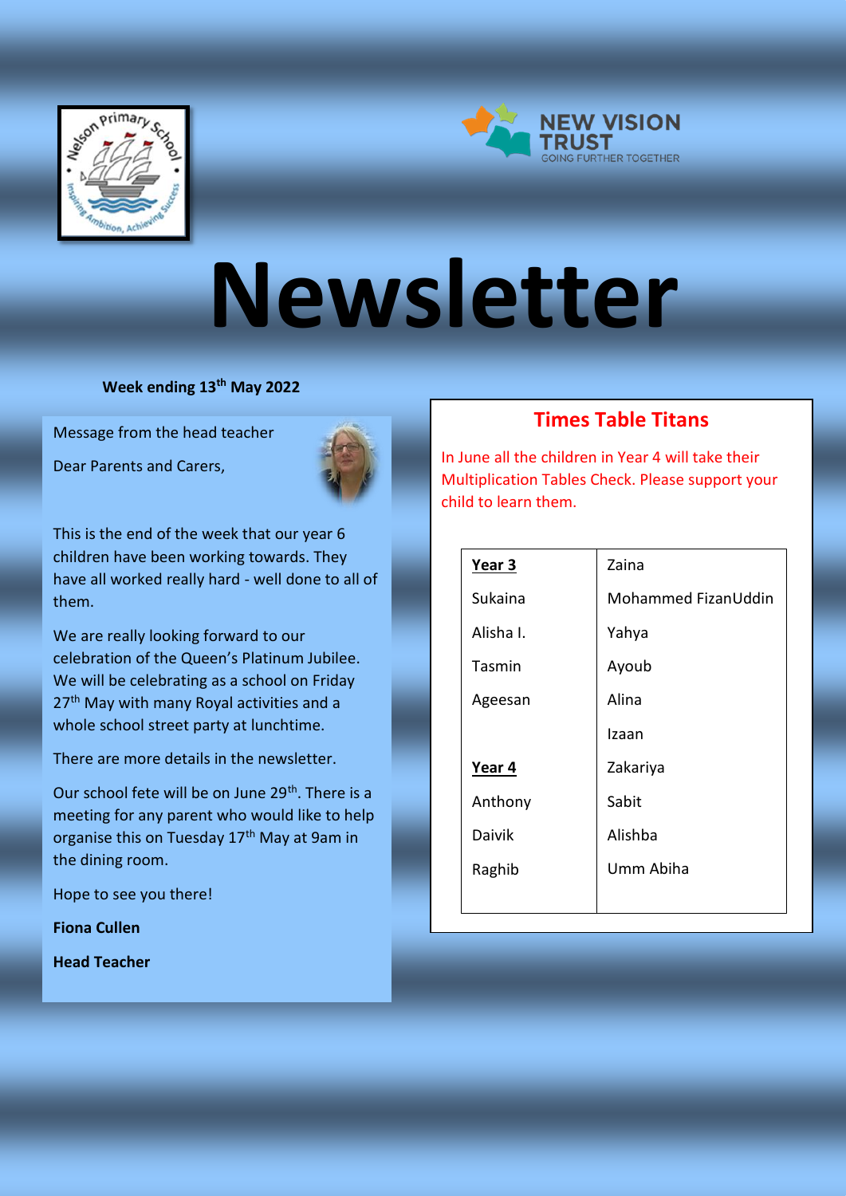# Newsletter

**Week ending 13th May 2022**

Message from the head teacher

Dear Parents and Carers,

This is the end of the week that our year 6 children have been working towards. They have all worked really hard - well done to all of them.

We are really looking forward to our celebration of the Queen's Platinum Jubilee. We will be celebrating as a school on Friday 27th May with many Royal activities and a whole school street party at lunchtime.

There are more details in the newsletter.

Our school fete will be on June 29th. There is a meeting for any parent who would like to help organise this on Tuesday 17th May at 9am in the dining room.

Hope to see you there!

**Fiona Cullen**

**Head Teacher**

## Times Table Titans

In June all the children in Year 4 will take their Multiplication Tables Check. Please support your child to learn them.

| | |
|---|---|
| **Year 3** | Zaina |
| Sukaina | Mohammed FizanUddin |
| Alisha I. | Yahya |
| Tasmin | Ayoub |
| Ageesan | Alina |
| | Izaan |
| **Year 4** | Zakariya |
| Anthony | Sabit |
| Daivik | Alishba |
| Raghib | Umm Abiha |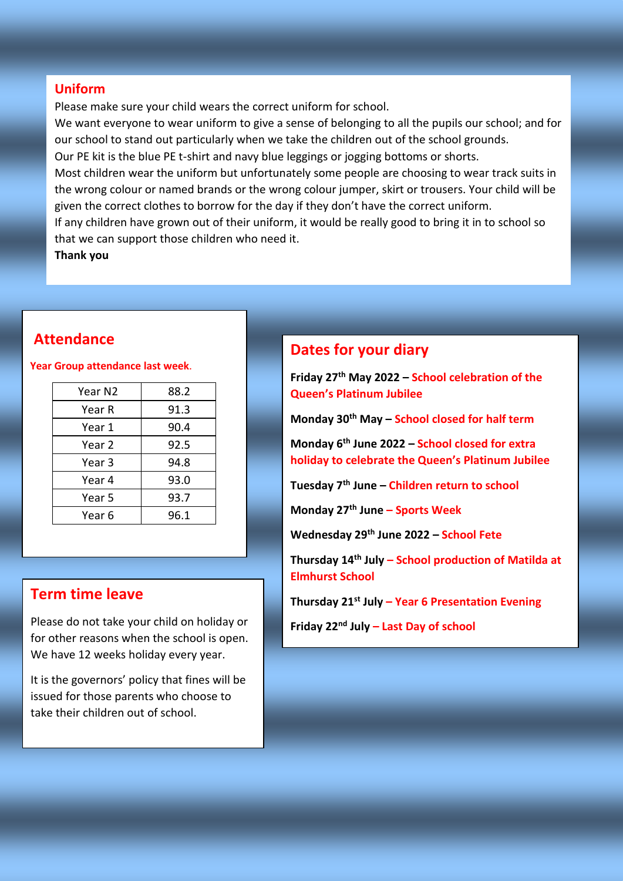## Uniform

Please make sure your child wears the correct uniform for school.

We want everyone to wear uniform to give a sense of belonging to all the pupils our school; and for our school to stand out particularly when we take the children out of the school grounds.

Our PE kit is the blue PE t-shirt and navy blue leggings or jogging bottoms or shorts.

Most children wear the uniform but unfortunately some people are choosing to wear track suits in the wrong colour or named brands or the wrong colour jumper, skirt or trousers. Your child will be given the correct clothes to borrow for the day if they don't have the correct uniform.

If any children have grown out of their uniform, it would be really good to bring it in to school so that we can support those children who need it.

**Thank you**

## Attendance

**Year Group attendance last week.**

| Year | Attendance |
|---|---|
| Year N2 | 88.2 |
| Year R | 91.3 |
| Year 1 | 90.4 |
| Year 2 | 92.5 |
| Year 3 | 94.8 |
| Year 4 | 93.0 |
| Year 5 | 93.7 |
| Year 6 | 96.1 |

## Term time leave

Please do not take your child on holiday or for other reasons when the school is open. We have 12 weeks holiday every year.

It is the governors' policy that fines will be issued for those parents who choose to take their children out of school.

## Dates for your diary

**Friday 27th May 2022 – School celebration of the Queen's Platinum Jubilee**

**Monday 30th May – School closed for half term**

**Monday 6th June 2022 – School closed for extra holiday to celebrate the Queen's Platinum Jubilee**

**Tuesday 7th June – Children return to school**

**Monday 27th June – Sports Week**

**Wednesday 29th June 2022 – School Fete**

**Thursday 14th July – School production of Matilda at Elmhurst School**

**Thursday 21st July – Year 6 Presentation Evening**

**Friday 22nd July – Last Day of school**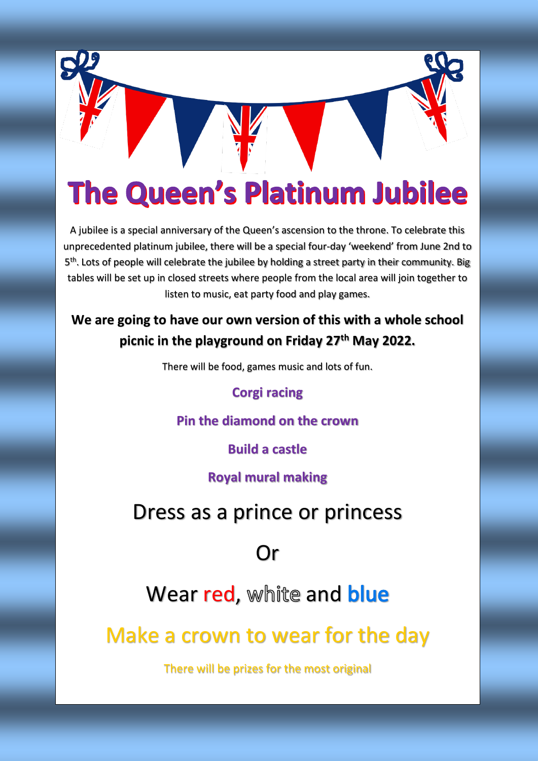# The Queen's Platinum Jubilee

A jubilee is a special anniversary of the Queen's ascension to the throne. To celebrate this unprecedented platinum jubilee, there will be a special four-day 'weekend' from June 2nd to 5th. Lots of people will celebrate the jubilee by holding a street party in their community. Big tables will be set up in closed streets where people from the local area will join together to listen to music, eat party food and play games.

**We are going to have our own version of this with a whole school picnic in the playground on Friday 27th May 2022.**

There will be food, games music and lots of fun.

**Corgi racing**

**Pin the diamond on the crown**

**Build a castle**

**Royal mural making**

## Dress as a prince or princess

## Or

## Wear red, white and **blue**

## Make a crown to wear for the day

There will be prizes for the most original